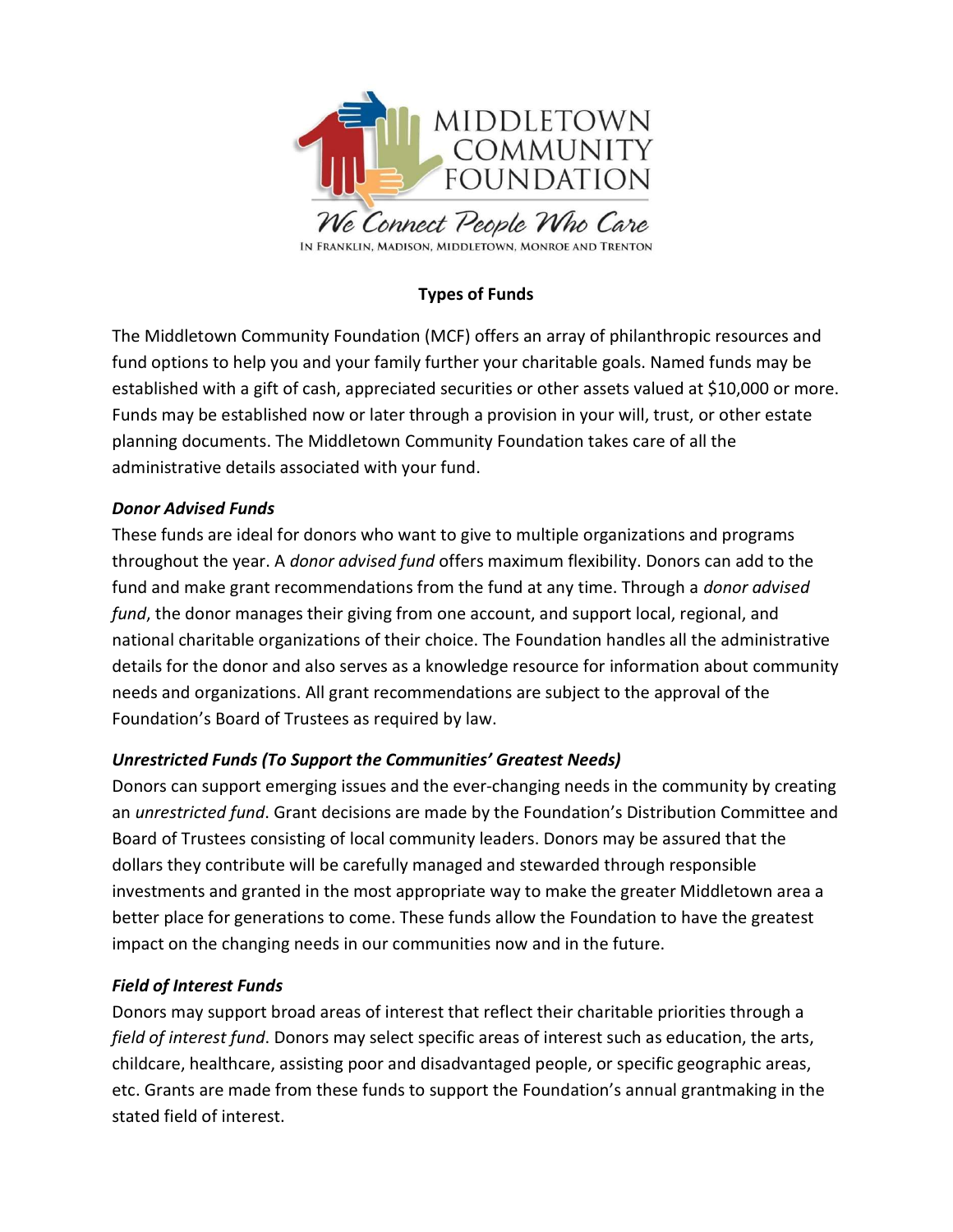MIDDLETOWN COMMUNITY FOUNDATION

*We Connect People Who Care*

IN FRANKLIN, MADISON, MIDDLETOWN, MONROE AND TRENTON

## Types of Funds

The Middletown Community Foundation (MCF) offers an array of philanthropic resources and fund options to help you and your family further your charitable goals. Named funds may be established with a gift of cash, appreciated securities or other assets valued at $10,000 or more. Funds may be established now or later through a provision in your will, trust, or other estate planning documents. The Middletown Community Foundation takes care of all the administrative details associated with your fund.

### *Donor Advised Funds*

These funds are ideal for donors who want to give to multiple organizations and programs throughout the year. A *donor advised fund* offers maximum flexibility. Donors can add to the fund and make grant recommendations from the fund at any time. Through a *donor advised fund*, the donor manages their giving from one account, and support local, regional, and national charitable organizations of their choice. The Foundation handles all the administrative details for the donor and also serves as a knowledge resource for information about community needs and organizations. All grant recommendations are subject to the approval of the Foundation's Board of Trustees as required by law.

### *Unrestricted Funds (To Support the Communities' Greatest Needs)*

Donors can support emerging issues and the ever-changing needs in the community by creating an *unrestricted fund*. Grant decisions are made by the Foundation's Distribution Committee and Board of Trustees consisting of local community leaders. Donors may be assured that the dollars they contribute will be carefully managed and stewarded through responsible investments and granted in the most appropriate way to make the greater Middletown area a better place for generations to come. These funds allow the Foundation to have the greatest impact on the changing needs in our communities now and in the future.

### *Field of Interest Funds*

Donors may support broad areas of interest that reflect their charitable priorities through a *field of interest fund*. Donors may select specific areas of interest such as education, the arts, childcare, healthcare, assisting poor and disadvantaged people, or specific geographic areas, etc. Grants are made from these funds to support the Foundation's annual grantmaking in the stated field of interest.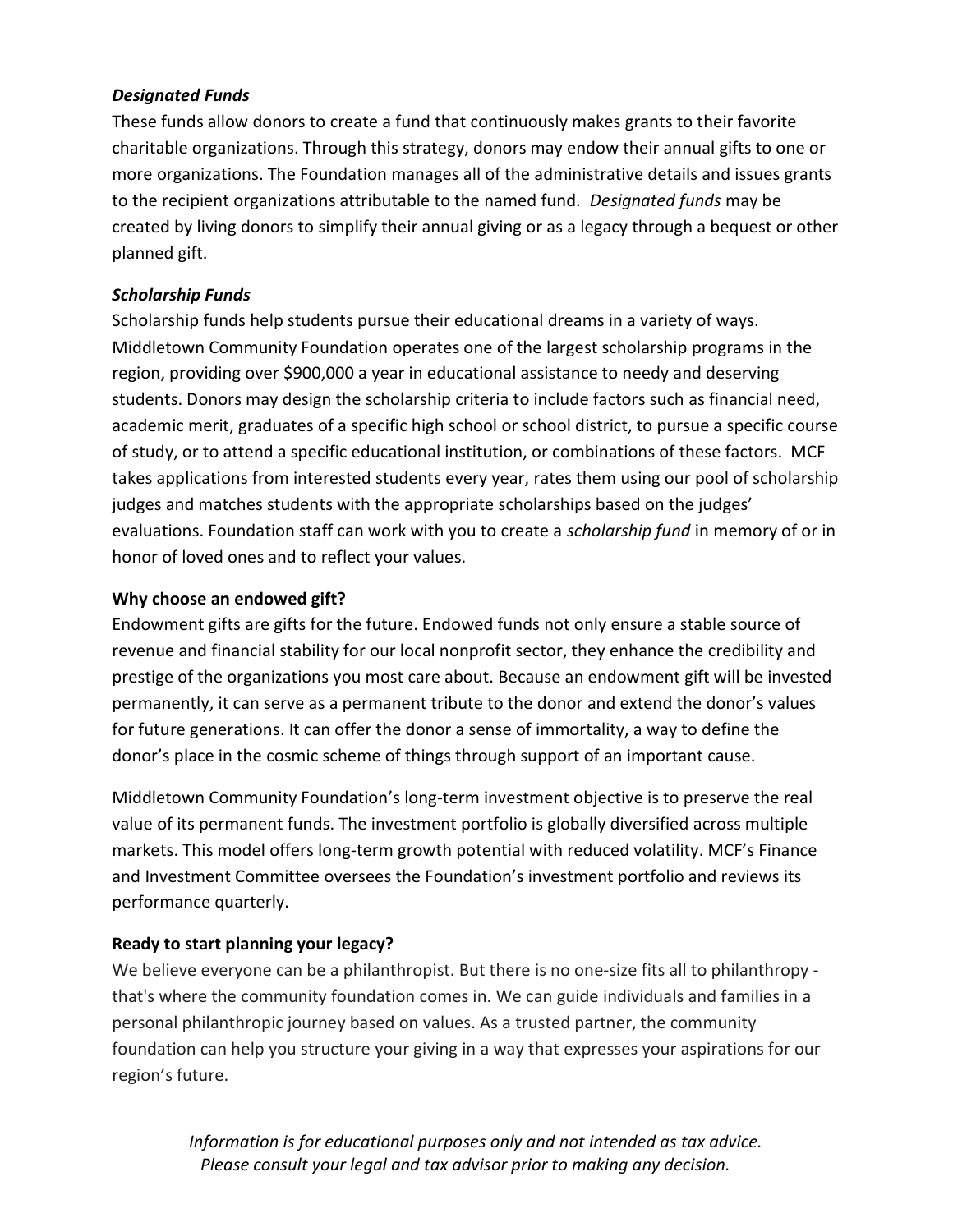***Designated Funds***

These funds allow donors to create a fund that continuously makes grants to their favorite charitable organizations. Through this strategy, donors may endow their annual gifts to one or more organizations. The Foundation manages all of the administrative details and issues grants to the recipient organizations attributable to the named fund. *Designated funds* may be created by living donors to simplify their annual giving or as a legacy through a bequest or other planned gift.

***Scholarship Funds***

Scholarship funds help students pursue their educational dreams in a variety of ways. Middletown Community Foundation operates one of the largest scholarship programs in the region, providing over $900,000 a year in educational assistance to needy and deserving students. Donors may design the scholarship criteria to include factors such as financial need, academic merit, graduates of a specific high school or school district, to pursue a specific course of study, or to attend a specific educational institution, or combinations of these factors. MCF takes applications from interested students every year, rates them using our pool of scholarship judges and matches students with the appropriate scholarships based on the judges' evaluations. Foundation staff can work with you to create a *scholarship fund* in memory of or in honor of loved ones and to reflect your values.

**Why choose an endowed gift?**

Endowment gifts are gifts for the future. Endowed funds not only ensure a stable source of revenue and financial stability for our local nonprofit sector, they enhance the credibility and prestige of the organizations you most care about. Because an endowment gift will be invested permanently, it can serve as a permanent tribute to the donor and extend the donor's values for future generations. It can offer the donor a sense of immortality, a way to define the donor's place in the cosmic scheme of things through support of an important cause.

Middletown Community Foundation's long-term investment objective is to preserve the real value of its permanent funds. The investment portfolio is globally diversified across multiple markets. This model offers long-term growth potential with reduced volatility. MCF's Finance and Investment Committee oversees the Foundation's investment portfolio and reviews its performance quarterly.

**Ready to start planning your legacy?**

We believe everyone can be a philanthropist. But there is no one-size fits all to philanthropy - that's where the community foundation comes in. We can guide individuals and families in a personal philanthropic journey based on values. As a trusted partner, the community foundation can help you structure your giving in a way that expresses your aspirations for our region's future.

*Information is for educational purposes only and not intended as tax advice. Please consult your legal and tax advisor prior to making any decision.*